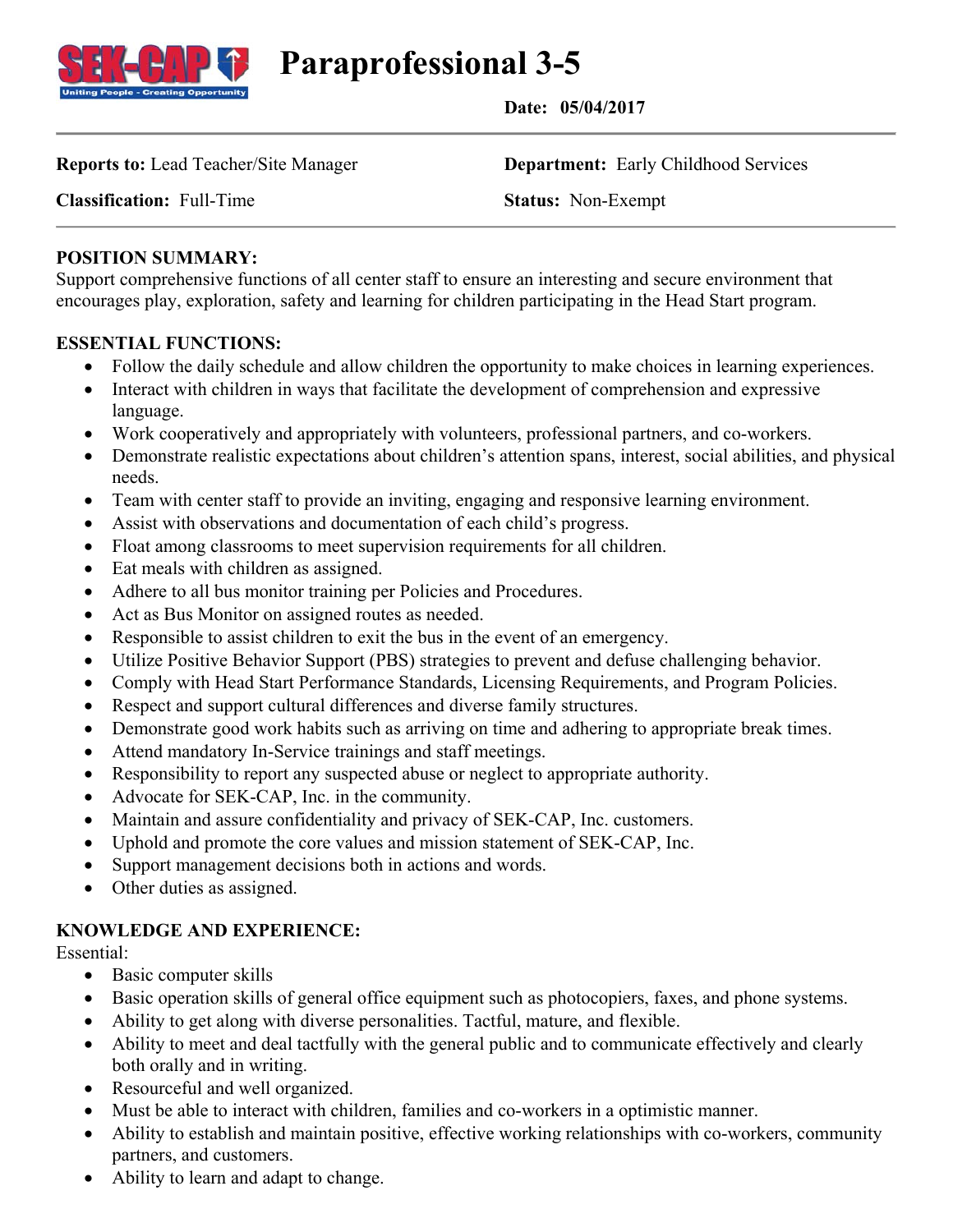# Paraprofessional 3-5

**Date: 05/04/2017**

**Reports to:** Lead Teacher/Site Manager

**Department:** Early Childhood Services

**Classification:** Full-Time

**Status:** Non-Exempt

**POSITION SUMMARY:**
Support comprehensive functions of all center staff to ensure an interesting and secure environment that encourages play, exploration, safety and learning for children participating in the Head Start program.

**ESSENTIAL FUNCTIONS:**

- Follow the daily schedule and allow children the opportunity to make choices in learning experiences.
- Interact with children in ways that facilitate the development of comprehension and expressive language.
- Work cooperatively and appropriately with volunteers, professional partners, and co-workers.
- Demonstrate realistic expectations about children's attention spans, interest, social abilities, and physical needs.
- Team with center staff to provide an inviting, engaging and responsive learning environment.
- Assist with observations and documentation of each child's progress.
- Float among classrooms to meet supervision requirements for all children.
- Eat meals with children as assigned.
- Adhere to all bus monitor training per Policies and Procedures.
- Act as Bus Monitor on assigned routes as needed.
- Responsible to assist children to exit the bus in the event of an emergency.
- Utilize Positive Behavior Support (PBS) strategies to prevent and defuse challenging behavior.
- Comply with Head Start Performance Standards, Licensing Requirements, and Program Policies.
- Respect and support cultural differences and diverse family structures.
- Demonstrate good work habits such as arriving on time and adhering to appropriate break times.
- Attend mandatory In-Service trainings and staff meetings.
- Responsibility to report any suspected abuse or neglect to appropriate authority.
- Advocate for SEK-CAP, Inc. in the community.
- Maintain and assure confidentiality and privacy of SEK-CAP, Inc. customers.
- Uphold and promote the core values and mission statement of SEK-CAP, Inc.
- Support management decisions both in actions and words.
- Other duties as assigned.

**KNOWLEDGE AND EXPERIENCE:**
Essential:

- Basic computer skills
- Basic operation skills of general office equipment such as photocopiers, faxes, and phone systems.
- Ability to get along with diverse personalities. Tactful, mature, and flexible.
- Ability to meet and deal tactfully with the general public and to communicate effectively and clearly both orally and in writing.
- Resourceful and well organized.
- Must be able to interact with children, families and co-workers in a optimistic manner.
- Ability to establish and maintain positive, effective working relationships with co-workers, community partners, and customers.
- Ability to learn and adapt to change.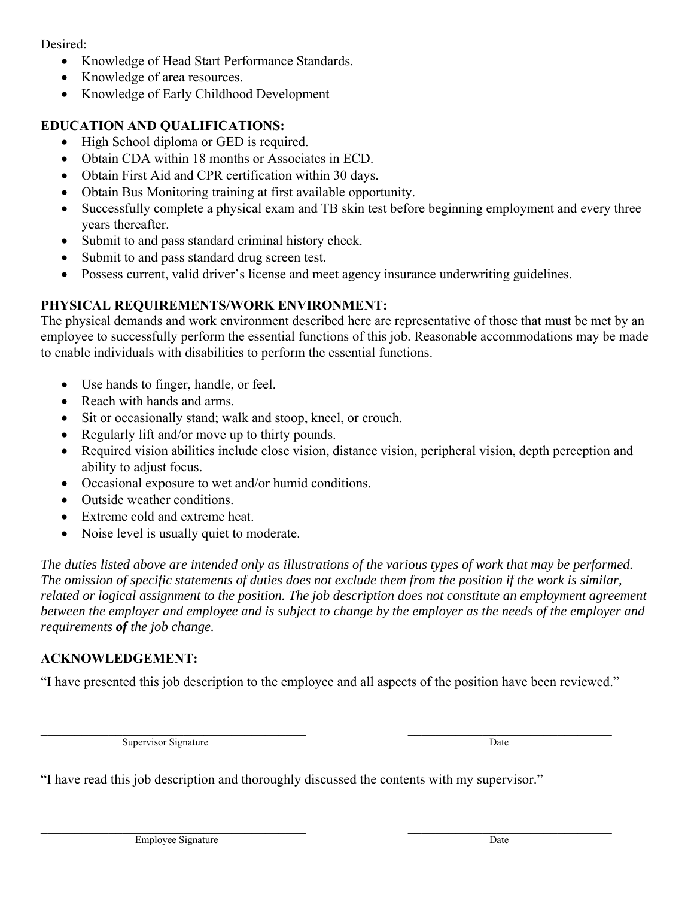Desired:

- Knowledge of Head Start Performance Standards.
- Knowledge of area resources.
- Knowledge of Early Childhood Development

**EDUCATION AND QUALIFICATIONS:**

- High School diploma or GED is required.
- Obtain CDA within 18 months or Associates in ECD.
- Obtain First Aid and CPR certification within 30 days.
- Obtain Bus Monitoring training at first available opportunity.
- Successfully complete a physical exam and TB skin test before beginning employment and every three years thereafter.
- Submit to and pass standard criminal history check.
- Submit to and pass standard drug screen test.
- Possess current, valid driver's license and meet agency insurance underwriting guidelines.

**PHYSICAL REQUIREMENTS/WORK ENVIRONMENT:**

The physical demands and work environment described here are representative of those that must be met by an employee to successfully perform the essential functions of this job. Reasonable accommodations may be made to enable individuals with disabilities to perform the essential functions.

- Use hands to finger, handle, or feel.
- Reach with hands and arms.
- Sit or occasionally stand; walk and stoop, kneel, or crouch.
- Regularly lift and/or move up to thirty pounds.
- Required vision abilities include close vision, distance vision, peripheral vision, depth perception and ability to adjust focus.
- Occasional exposure to wet and/or humid conditions.
- Outside weather conditions.
- Extreme cold and extreme heat.
- Noise level is usually quiet to moderate.

*The duties listed above are intended only as illustrations of the various types of work that may be performed. The omission of specific statements of duties does not exclude them from the position if the work is similar, related or logical assignment to the position. The job description does not constitute an employment agreement between the employer and employee and is subject to change by the employer as the needs of the employer and requirements* ***of*** *the job change.*

**ACKNOWLEDGEMENT:**

"I have presented this job description to the employee and all aspects of the position have been reviewed."

\_\_\_\_\_\_\_\_\_\_\_\_\_\_\_\_\_\_\_\_\_\_\_\_\_\_\_\_\_\_\_\_\_\_\_\_\_\_\_\_ \_\_\_\_\_\_\_\_\_\_\_\_\_\_\_\_\_\_\_\_\_\_\_\_\_\_\_\_\_\_
Supervisor Signature Date

"I have read this job description and thoroughly discussed the contents with my supervisor."

\_\_\_\_\_\_\_\_\_\_\_\_\_\_\_\_\_\_\_\_\_\_\_\_\_\_\_\_\_\_\_\_\_\_\_\_\_\_\_\_ \_\_\_\_\_\_\_\_\_\_\_\_\_\_\_\_\_\_\_\_\_\_\_\_\_\_\_\_\_\_
Employee Signature Date